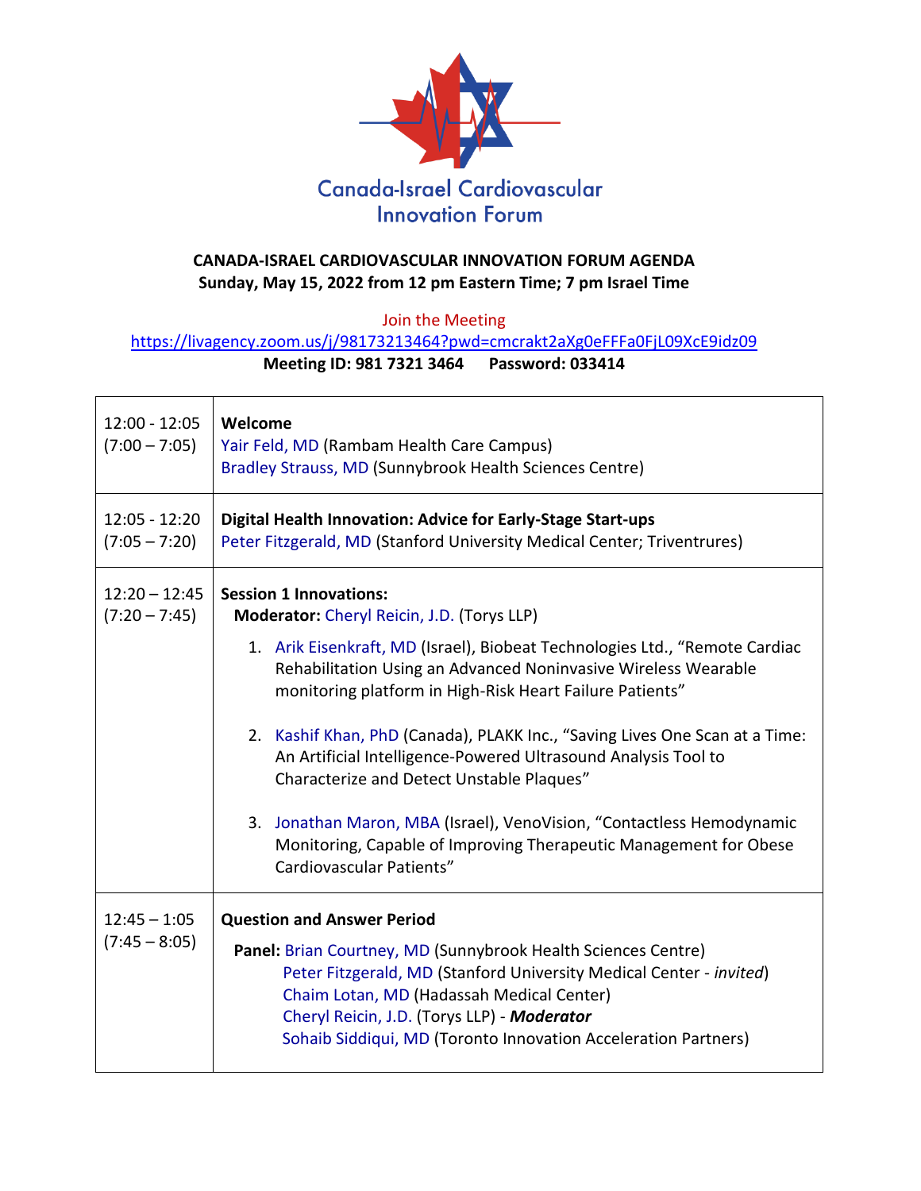Canada-Israel Cardiovascular Innovation Forum

## CANADA-ISRAEL CARDIOVASCULAR INNOVATION FORUM AGENDA
**Sunday, May 15, 2022 from 12 pm Eastern Time; 7 pm Israel Time**

Join the Meeting
https://livagency.zoom.us/j/98173213464?pwd=cmcrakt2aXg0eFFFa0FjL09XcE9idz09
**Meeting ID: 981 7321 3464 Password: 033414**

| Time | Session |
|---|---|
| 12:00 - 12:05 (7:00 – 7:05) | **Welcome**<br>Yair Feld, MD (Rambam Health Care Campus)<br>Bradley Strauss, MD (Sunnybrook Health Sciences Centre) |
| 12:05 - 12:20 (7:05 – 7:20) | **Digital Health Innovation: Advice for Early-Stage Start-ups**<br>Peter Fitzgerald, MD (Stanford University Medical Center; Triventrures) |
| 12:20 – 12:45 (7:20 – 7:45) | **Session 1 Innovations:**<br>**Moderator:** Cheryl Reicin, J.D. (Torys LLP)<br>1. Arik Eisenkraft, MD (Israel), Biobeat Technologies Ltd., "Remote Cardiac Rehabilitation Using an Advanced Noninvasive Wireless Wearable monitoring platform in High-Risk Heart Failure Patients"<br>2. Kashif Khan, PhD (Canada), PLAKK Inc., "Saving Lives One Scan at a Time: An Artificial Intelligence-Powered Ultrasound Analysis Tool to Characterize and Detect Unstable Plaques"<br>3. Jonathan Maron, MBA (Israel), VenoVision, "Contactless Hemodynamic Monitoring, Capable of Improving Therapeutic Management for Obese Cardiovascular Patients" |
| 12:45 – 1:05 (7:45 – 8:05) | **Question and Answer Period**<br>**Panel:** Brian Courtney, MD (Sunnybrook Health Sciences Centre)<br>Peter Fitzgerald, MD (Stanford University Medical Center - *invited*)<br>Chaim Lotan, MD (Hadassah Medical Center)<br>Cheryl Reicin, J.D. (Torys LLP) - ***Moderator***<br>Sohaib Siddiqui, MD (Toronto Innovation Acceleration Partners) |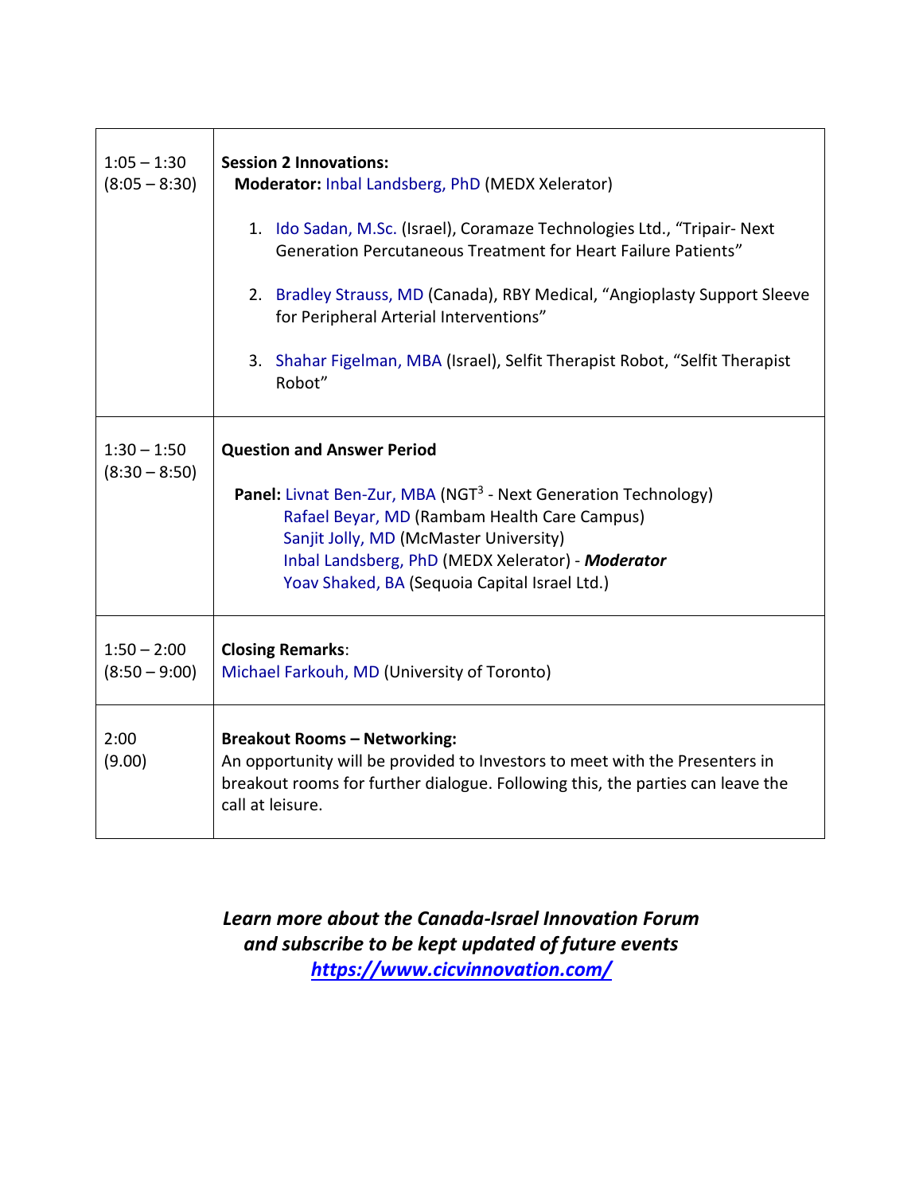| | |
|---|---|
| 1:05 – 1:30<br>(8:05 – 8:30) | **Session 2 Innovations:**<br>**Moderator:** Inbal Landsberg, PhD (MEDX Xelerator)<br><br>1. Ido Sadan, M.Sc. (Israel), Coramaze Technologies Ltd., "Tripair- Next Generation Percutaneous Treatment for Heart Failure Patients"<br><br>2. Bradley Strauss, MD (Canada), RBY Medical, "Angioplasty Support Sleeve for Peripheral Arterial Interventions"<br><br>3. Shahar Figelman, MBA (Israel), Selfit Therapist Robot, "Selfit Therapist Robot" |
| 1:30 – 1:50<br>(8:30 – 8:50) | **Question and Answer Period**<br><br>**Panel:** Livnat Ben-Zur, MBA (NGT$^3$ - Next Generation Technology)<br>Rafael Beyar, MD (Rambam Health Care Campus)<br>Sanjit Jolly, MD (McMaster University)<br>Inbal Landsberg, PhD (MEDX Xelerator) - ***Moderator***<br>Yoav Shaked, BA (Sequoia Capital Israel Ltd.) |
| 1:50 – 2:00<br>(8:50 – 9:00) | **Closing Remarks**:<br>Michael Farkouh, MD (University of Toronto) |
| 2:00<br>(9.00) | **Breakout Rooms – Networking:**<br>An opportunity will be provided to Investors to meet with the Presenters in breakout rooms for further dialogue. Following this, the parties can leave the call at leisure. |

***Learn more about the Canada-Israel Innovation Forum and subscribe to be kept updated of future events***
***https://www.cicvinnovation.com/***